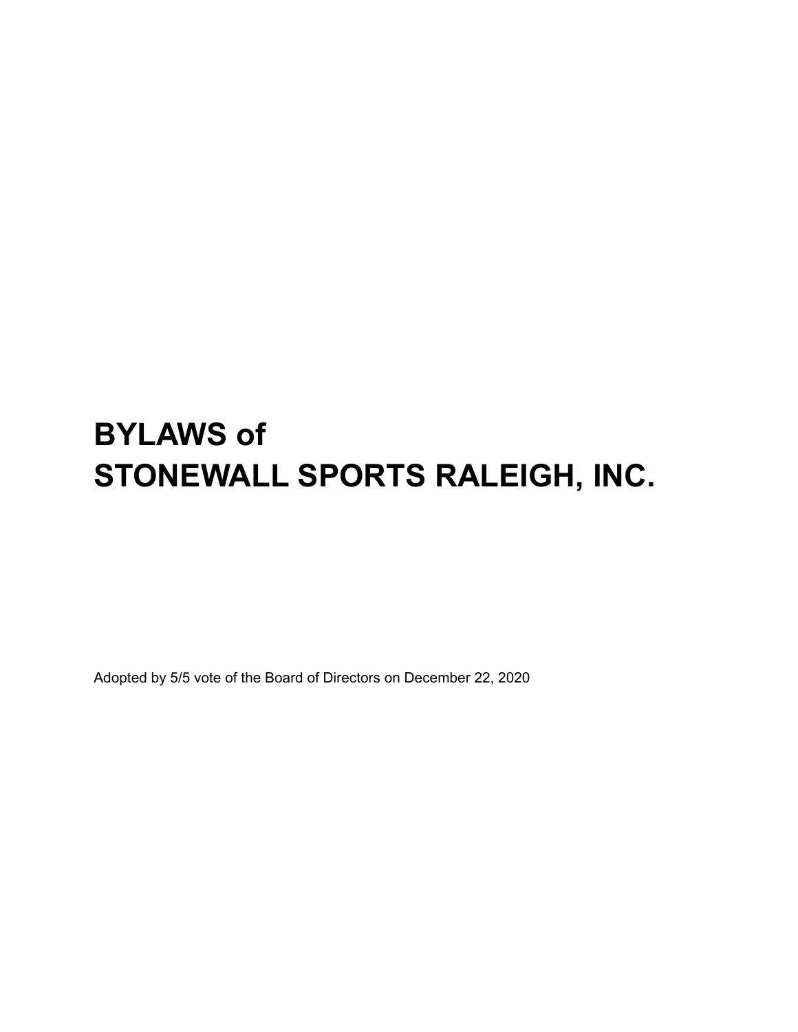# BYLAWS of STONEWALL SPORTS RALEIGH, INC.

Adopted by 5/5 vote of the Board of Directors on December 22, 2020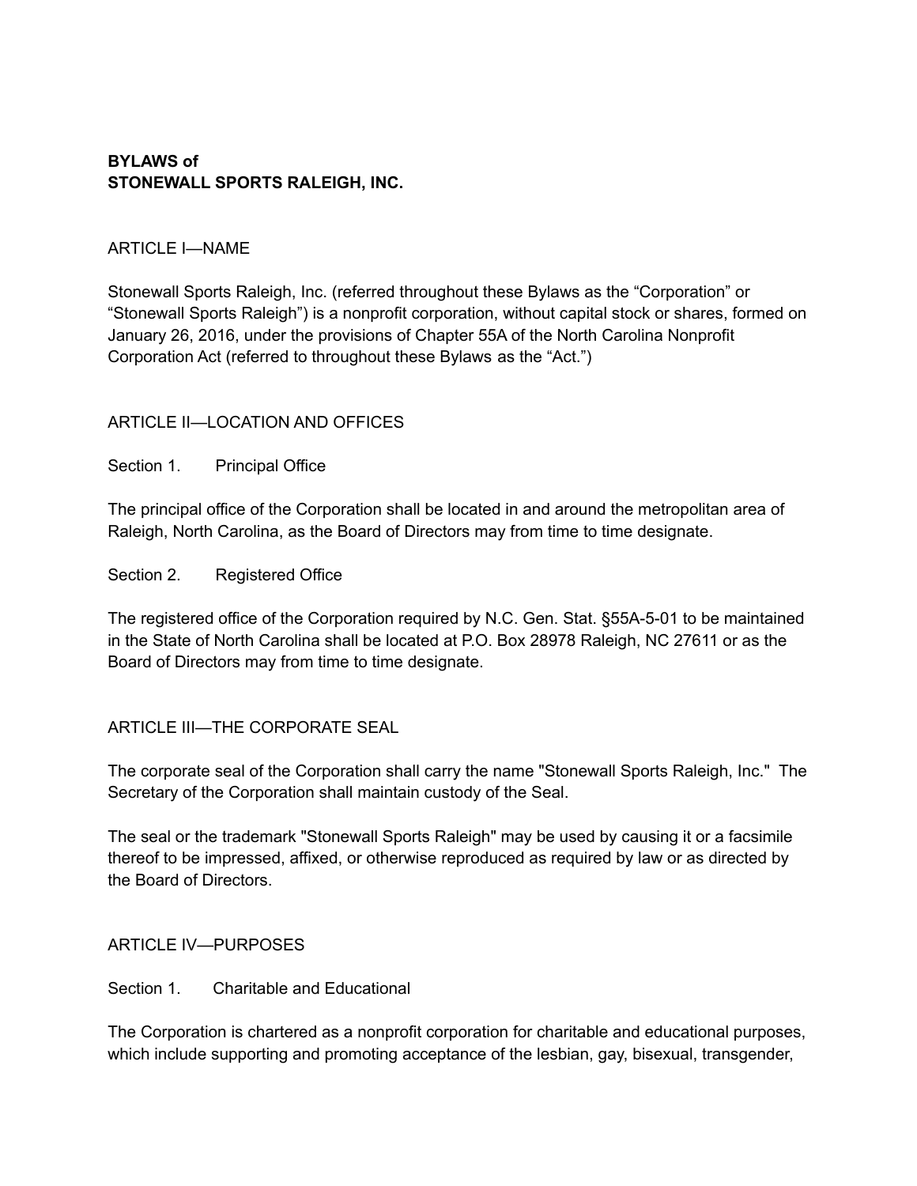**BYLAWS of**
**STONEWALL SPORTS RALEIGH, INC.**

ARTICLE I—NAME

Stonewall Sports Raleigh, Inc. (referred throughout these Bylaws as the "Corporation" or "Stonewall Sports Raleigh") is a nonprofit corporation, without capital stock or shares, formed on January 26, 2016, under the provisions of Chapter 55A of the North Carolina Nonprofit Corporation Act (referred to throughout these Bylaws as the "Act.")

ARTICLE II—LOCATION AND OFFICES

Section 1. Principal Office

The principal office of the Corporation shall be located in and around the metropolitan area of Raleigh, North Carolina, as the Board of Directors may from time to time designate.

Section 2. Registered Office

The registered office of the Corporation required by N.C. Gen. Stat. §55A-5-01 to be maintained in the State of North Carolina shall be located at P.O. Box 28978 Raleigh, NC 27611 or as the Board of Directors may from time to time designate.

ARTICLE III—THE CORPORATE SEAL

The corporate seal of the Corporation shall carry the name "Stonewall Sports Raleigh, Inc." The Secretary of the Corporation shall maintain custody of the Seal.

The seal or the trademark "Stonewall Sports Raleigh" may be used by causing it or a facsimile thereof to be impressed, affixed, or otherwise reproduced as required by law or as directed by the Board of Directors.

ARTICLE IV—PURPOSES

Section 1. Charitable and Educational

The Corporation is chartered as a nonprofit corporation for charitable and educational purposes, which include supporting and promoting acceptance of the lesbian, gay, bisexual, transgender,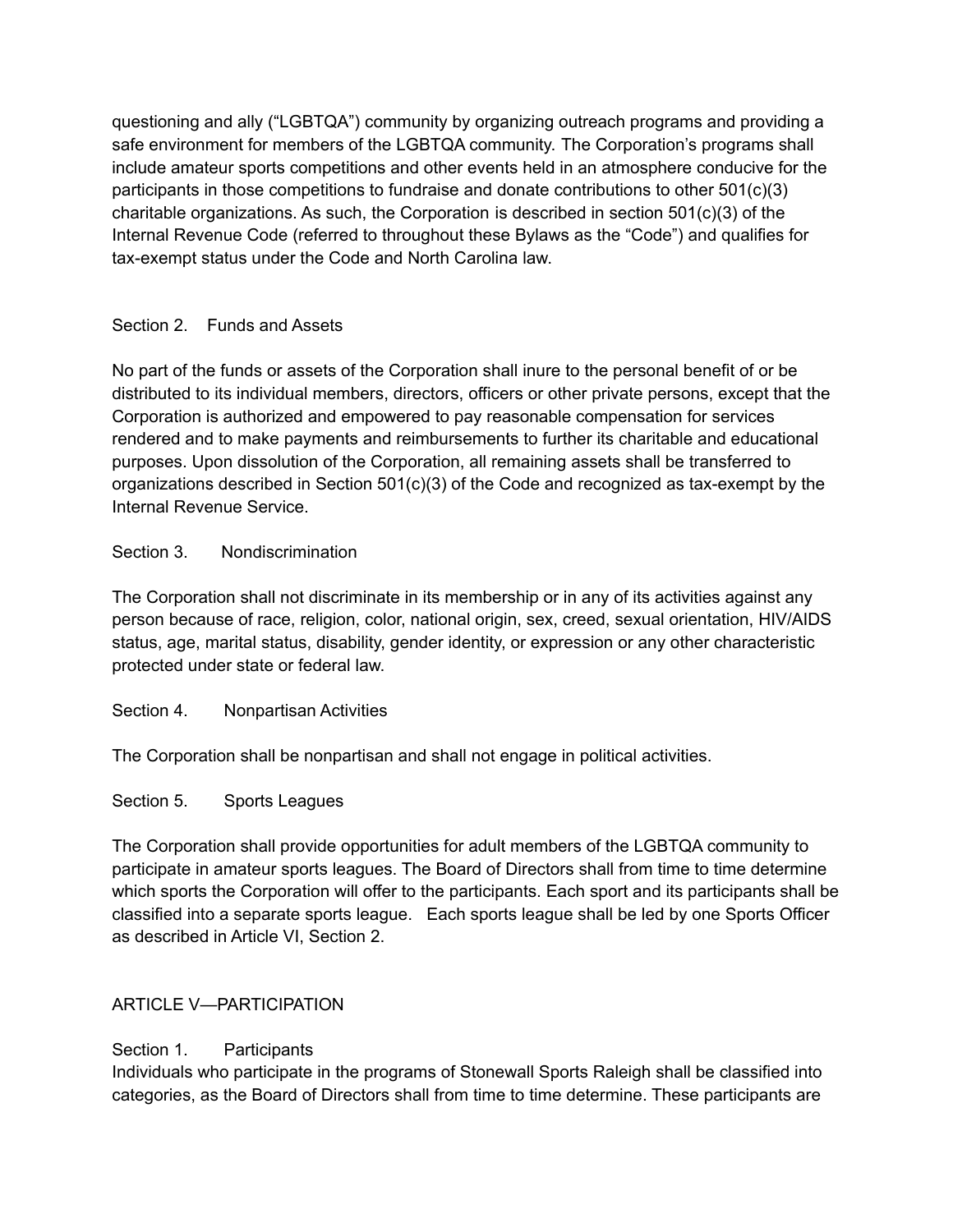questioning and ally ("LGBTQA") community by organizing outreach programs and providing a safe environment for members of the LGBTQA community. The Corporation's programs shall include amateur sports competitions and other events held in an atmosphere conducive for the participants in those competitions to fundraise and donate contributions to other 501(c)(3) charitable organizations. As such, the Corporation is described in section 501(c)(3) of the Internal Revenue Code (referred to throughout these Bylaws as the "Code") and qualifies for tax-exempt status under the Code and North Carolina law.

Section 2. Funds and Assets

No part of the funds or assets of the Corporation shall inure to the personal benefit of or be distributed to its individual members, directors, officers or other private persons, except that the Corporation is authorized and empowered to pay reasonable compensation for services rendered and to make payments and reimbursements to further its charitable and educational purposes. Upon dissolution of the Corporation, all remaining assets shall be transferred to organizations described in Section 501(c)(3) of the Code and recognized as tax-exempt by the Internal Revenue Service.

Section 3. Nondiscrimination

The Corporation shall not discriminate in its membership or in any of its activities against any person because of race, religion, color, national origin, sex, creed, sexual orientation, HIV/AIDS status, age, marital status, disability, gender identity, or expression or any other characteristic protected under state or federal law.

Section 4. Nonpartisan Activities

The Corporation shall be nonpartisan and shall not engage in political activities.

Section 5. Sports Leagues

The Corporation shall provide opportunities for adult members of the LGBTQA community to participate in amateur sports leagues. The Board of Directors shall from time to time determine which sports the Corporation will offer to the participants. Each sport and its participants shall be classified into a separate sports league. Each sports league shall be led by one Sports Officer as described in Article VI, Section 2.

## ARTICLE V—PARTICIPATION

Section 1. Participants

Individuals who participate in the programs of Stonewall Sports Raleigh shall be classified into categories, as the Board of Directors shall from time to time determine. These participants are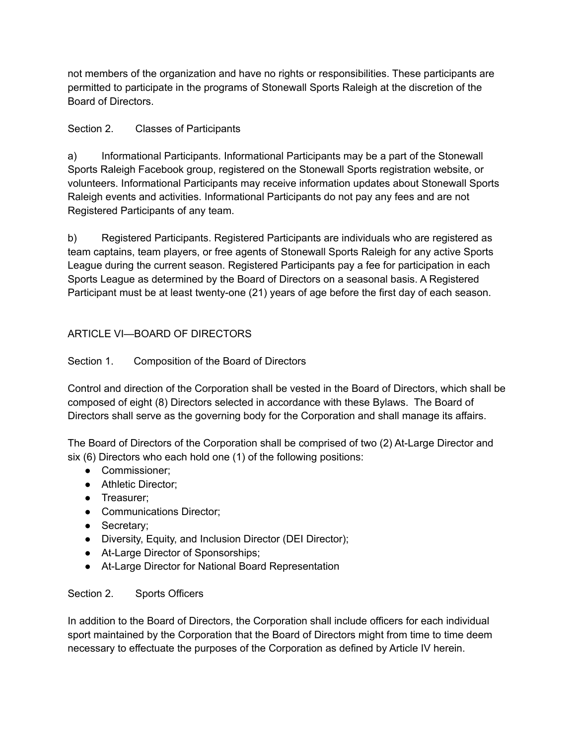not members of the organization and have no rights or responsibilities. These participants are permitted to participate in the programs of Stonewall Sports Raleigh at the discretion of the Board of Directors.

Section 2. Classes of Participants

a) Informational Participants. Informational Participants may be a part of the Stonewall Sports Raleigh Facebook group, registered on the Stonewall Sports registration website, or volunteers. Informational Participants may receive information updates about Stonewall Sports Raleigh events and activities. Informational Participants do not pay any fees and are not Registered Participants of any team.

b) Registered Participants. Registered Participants are individuals who are registered as team captains, team players, or free agents of Stonewall Sports Raleigh for any active Sports League during the current season. Registered Participants pay a fee for participation in each Sports League as determined by the Board of Directors on a seasonal basis. A Registered Participant must be at least twenty-one (21) years of age before the first day of each season.

## ARTICLE VI—BOARD OF DIRECTORS

Section 1. Composition of the Board of Directors

Control and direction of the Corporation shall be vested in the Board of Directors, which shall be composed of eight (8) Directors selected in accordance with these Bylaws. The Board of Directors shall serve as the governing body for the Corporation and shall manage its affairs.

The Board of Directors of the Corporation shall be comprised of two (2) At-Large Director and six (6) Directors who each hold one (1) of the following positions:

- Commissioner;
- Athletic Director;
- Treasurer;
- Communications Director;
- Secretary;
- Diversity, Equity, and Inclusion Director (DEI Director);
- At-Large Director of Sponsorships;
- At-Large Director for National Board Representation

Section 2. Sports Officers

In addition to the Board of Directors, the Corporation shall include officers for each individual sport maintained by the Corporation that the Board of Directors might from time to time deem necessary to effectuate the purposes of the Corporation as defined by Article IV herein.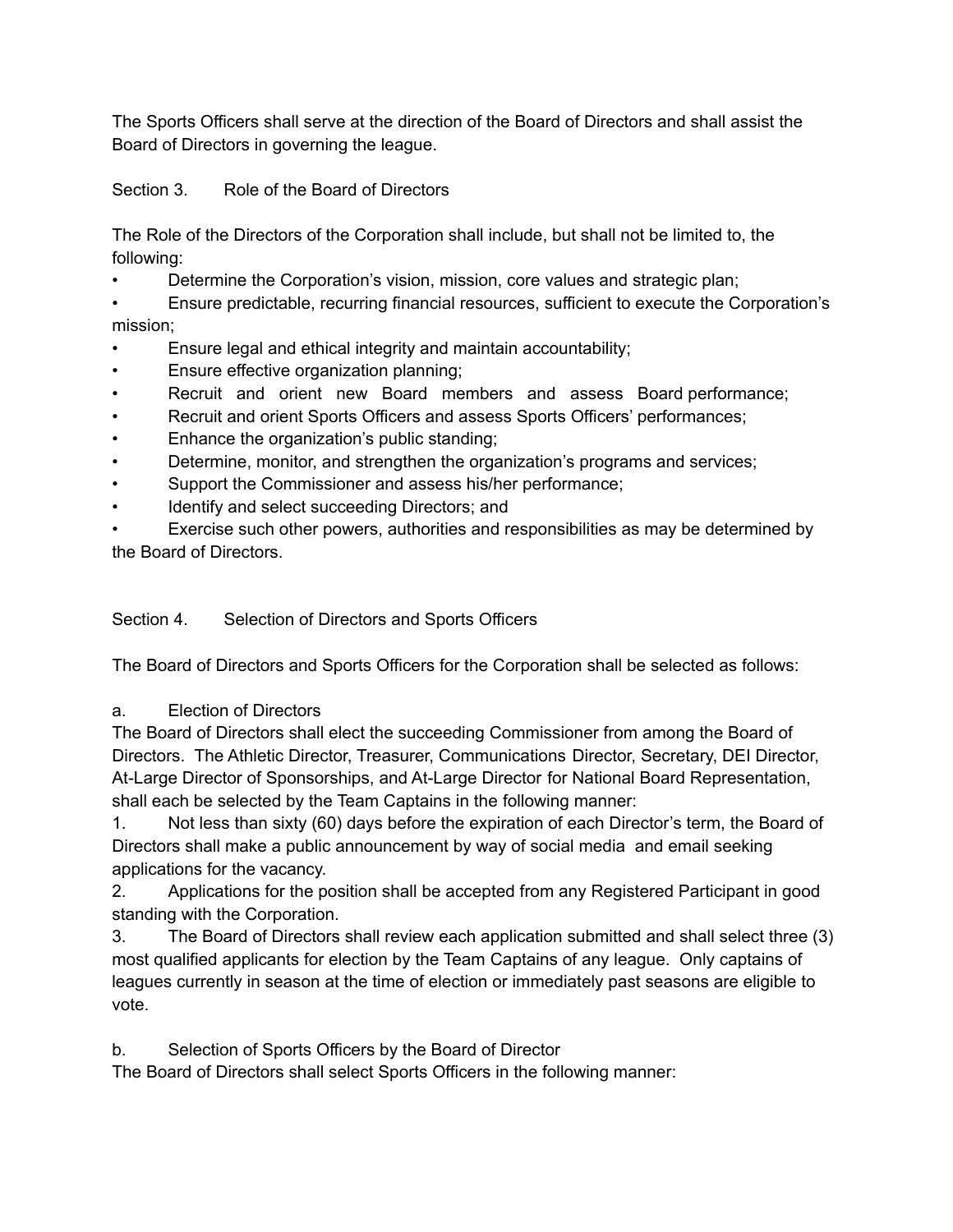The Sports Officers shall serve at the direction of the Board of Directors and shall assist the Board of Directors in governing the league.

## Section 3. Role of the Board of Directors

The Role of the Directors of the Corporation shall include, but shall not be limited to, the following:

- Determine the Corporation's vision, mission, core values and strategic plan;
- Ensure predictable, recurring financial resources, sufficient to execute the Corporation's mission;
- Ensure legal and ethical integrity and maintain accountability;
- Ensure effective organization planning;
- Recruit and orient new Board members and assess Board performance;
- Recruit and orient Sports Officers and assess Sports Officers' performances;
- Enhance the organization's public standing;
- Determine, monitor, and strengthen the organization's programs and services;
- Support the Commissioner and assess his/her performance;
- Identify and select succeeding Directors; and
- Exercise such other powers, authorities and responsibilities as may be determined by the Board of Directors.

## Section 4. Selection of Directors and Sports Officers

The Board of Directors and Sports Officers for the Corporation shall be selected as follows:

a. Election of Directors

The Board of Directors shall elect the succeeding Commissioner from among the Board of Directors. The Athletic Director, Treasurer, Communications Director, Secretary, DEI Director, At-Large Director of Sponsorships, and At-Large Director for National Board Representation, shall each be selected by the Team Captains in the following manner:

1. Not less than sixty (60) days before the expiration of each Director's term, the Board of Directors shall make a public announcement by way of social media and email seeking applications for the vacancy.
2. Applications for the position shall be accepted from any Registered Participant in good standing with the Corporation.
3. The Board of Directors shall review each application submitted and shall select three (3) most qualified applicants for election by the Team Captains of any league. Only captains of leagues currently in season at the time of election or immediately past seasons are eligible to vote.

b. Selection of Sports Officers by the Board of Director

The Board of Directors shall select Sports Officers in the following manner: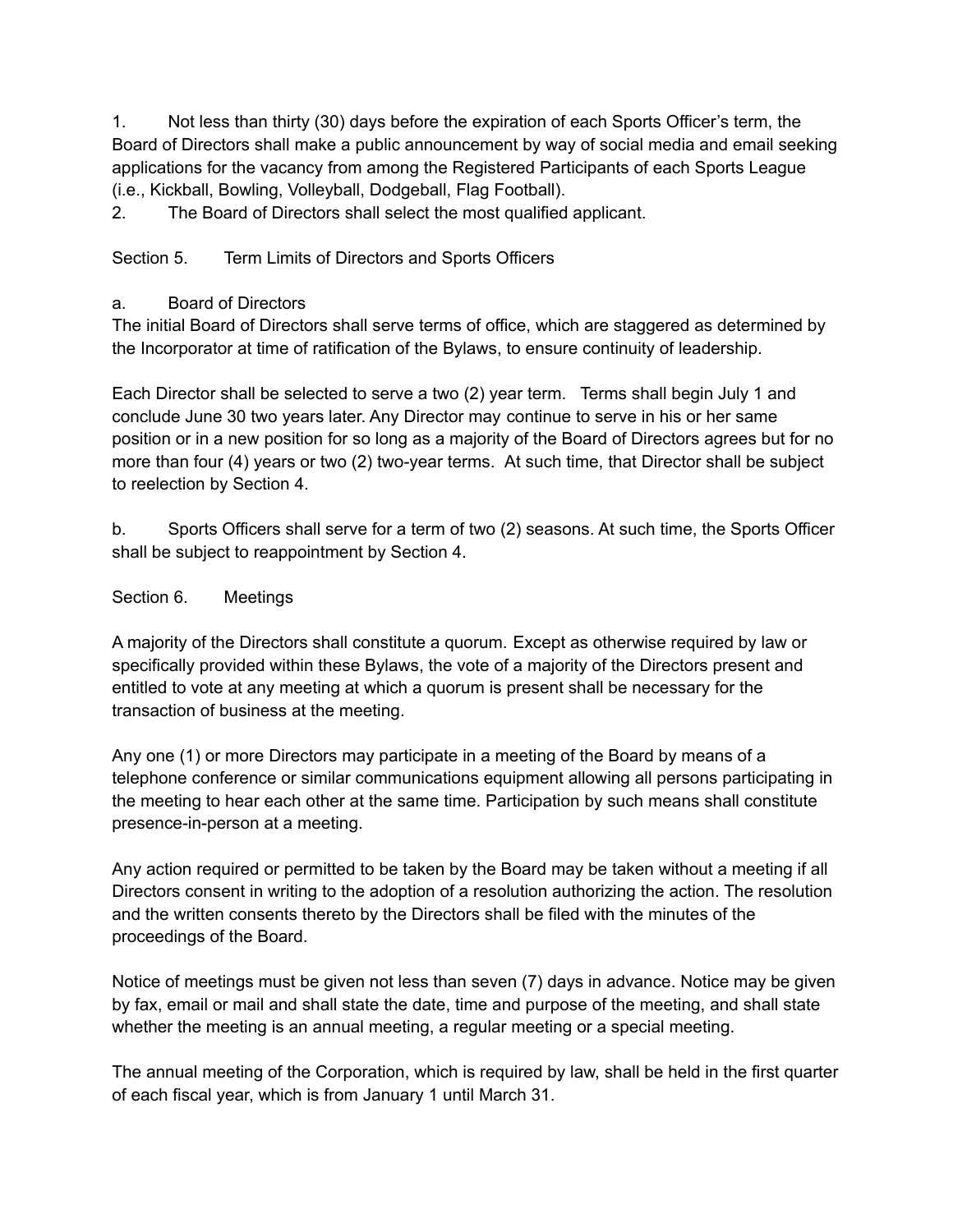1. Not less than thirty (30) days before the expiration of each Sports Officer's term, the Board of Directors shall make a public announcement by way of social media and email seeking applications for the vacancy from among the Registered Participants of each Sports League (i.e., Kickball, Bowling, Volleyball, Dodgeball, Flag Football).
2. The Board of Directors shall select the most qualified applicant.

## Section 5. Term Limits of Directors and Sports Officers

a. Board of Directors

The initial Board of Directors shall serve terms of office, which are staggered as determined by the Incorporator at time of ratification of the Bylaws, to ensure continuity of leadership.

Each Director shall be selected to serve a two (2) year term. Terms shall begin July 1 and conclude June 30 two years later. Any Director may continue to serve in his or her same position or in a new position for so long as a majority of the Board of Directors agrees but for no more than four (4) years or two (2) two-year terms. At such time, that Director shall be subject to reelection by Section 4.

b. Sports Officers shall serve for a term of two (2) seasons. At such time, the Sports Officer shall be subject to reappointment by Section 4.

## Section 6. Meetings

A majority of the Directors shall constitute a quorum. Except as otherwise required by law or specifically provided within these Bylaws, the vote of a majority of the Directors present and entitled to vote at any meeting at which a quorum is present shall be necessary for the transaction of business at the meeting.

Any one (1) or more Directors may participate in a meeting of the Board by means of a telephone conference or similar communications equipment allowing all persons participating in the meeting to hear each other at the same time. Participation by such means shall constitute presence-in-person at a meeting.

Any action required or permitted to be taken by the Board may be taken without a meeting if all Directors consent in writing to the adoption of a resolution authorizing the action. The resolution and the written consents thereto by the Directors shall be filed with the minutes of the proceedings of the Board.

Notice of meetings must be given not less than seven (7) days in advance. Notice may be given by fax, email or mail and shall state the date, time and purpose of the meeting, and shall state whether the meeting is an annual meeting, a regular meeting or a special meeting.

The annual meeting of the Corporation, which is required by law, shall be held in the first quarter of each fiscal year, which is from January 1 until March 31.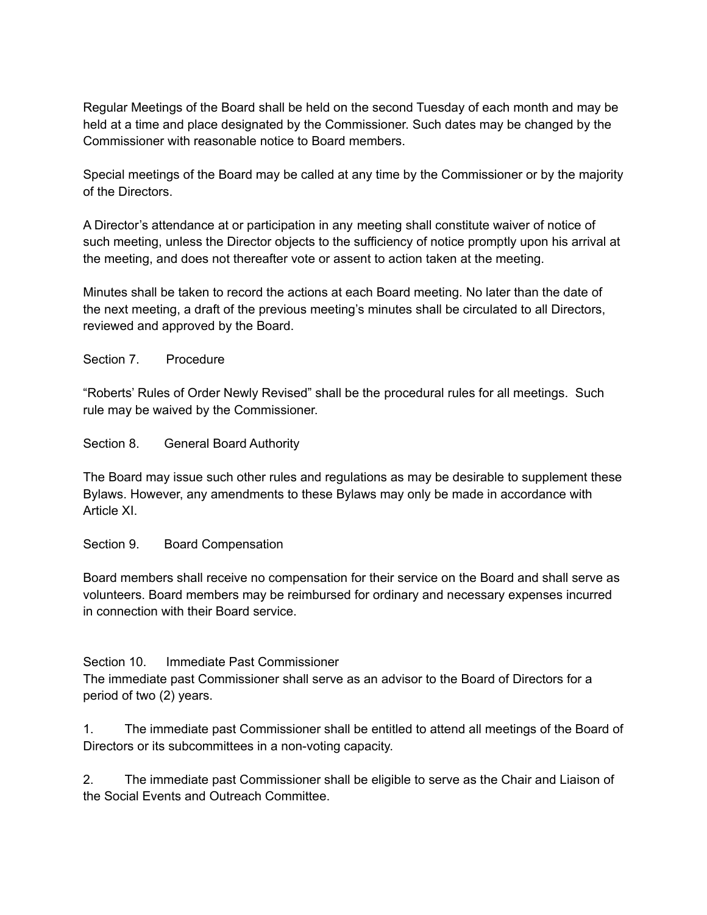Regular Meetings of the Board shall be held on the second Tuesday of each month and may be held at a time and place designated by the Commissioner. Such dates may be changed by the Commissioner with reasonable notice to Board members.

Special meetings of the Board may be called at any time by the Commissioner or by the majority of the Directors.

A Director's attendance at or participation in any meeting shall constitute waiver of notice of such meeting, unless the Director objects to the sufficiency of notice promptly upon his arrival at the meeting, and does not thereafter vote or assent to action taken at the meeting.

Minutes shall be taken to record the actions at each Board meeting. No later than the date of the next meeting, a draft of the previous meeting's minutes shall be circulated to all Directors, reviewed and approved by the Board.

### Section 7. Procedure

"Roberts' Rules of Order Newly Revised" shall be the procedural rules for all meetings. Such rule may be waived by the Commissioner.

### Section 8. General Board Authority

The Board may issue such other rules and regulations as may be desirable to supplement these Bylaws. However, any amendments to these Bylaws may only be made in accordance with Article XI.

### Section 9. Board Compensation

Board members shall receive no compensation for their service on the Board and shall serve as volunteers. Board members may be reimbursed for ordinary and necessary expenses incurred in connection with their Board service.

### Section 10. Immediate Past Commissioner

The immediate past Commissioner shall serve as an advisor to the Board of Directors for a period of two (2) years.

1. The immediate past Commissioner shall be entitled to attend all meetings of the Board of Directors or its subcommittees in a non-voting capacity.

2. The immediate past Commissioner shall be eligible to serve as the Chair and Liaison of the Social Events and Outreach Committee.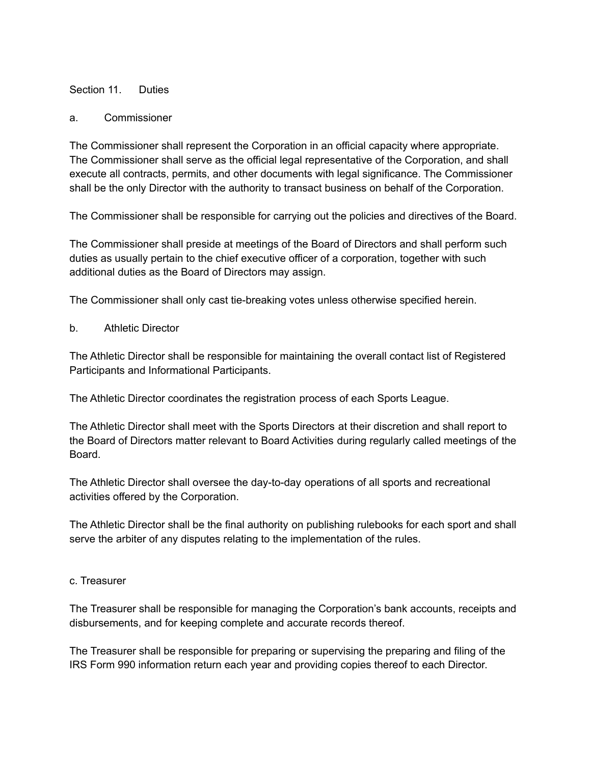## Section 11. Duties

### a. Commissioner

The Commissioner shall represent the Corporation in an official capacity where appropriate. The Commissioner shall serve as the official legal representative of the Corporation, and shall execute all contracts, permits, and other documents with legal significance. The Commissioner shall be the only Director with the authority to transact business on behalf of the Corporation.

The Commissioner shall be responsible for carrying out the policies and directives of the Board.

The Commissioner shall preside at meetings of the Board of Directors and shall perform such duties as usually pertain to the chief executive officer of a corporation, together with such additional duties as the Board of Directors may assign.

The Commissioner shall only cast tie-breaking votes unless otherwise specified herein.

### b. Athletic Director

The Athletic Director shall be responsible for maintaining the overall contact list of Registered Participants and Informational Participants.

The Athletic Director coordinates the registration process of each Sports League.

The Athletic Director shall meet with the Sports Directors at their discretion and shall report to the Board of Directors matter relevant to Board Activities during regularly called meetings of the Board.

The Athletic Director shall oversee the day-to-day operations of all sports and recreational activities offered by the Corporation.

The Athletic Director shall be the final authority on publishing rulebooks for each sport and shall serve the arbiter of any disputes relating to the implementation of the rules.

### c. Treasurer

The Treasurer shall be responsible for managing the Corporation's bank accounts, receipts and disbursements, and for keeping complete and accurate records thereof.

The Treasurer shall be responsible for preparing or supervising the preparing and filing of the IRS Form 990 information return each year and providing copies thereof to each Director.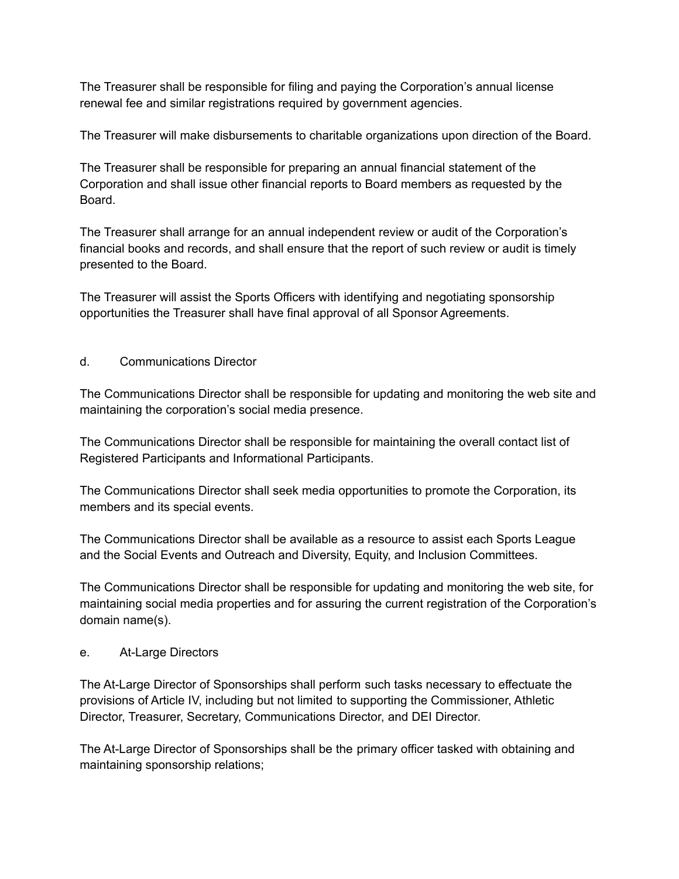The Treasurer shall be responsible for filing and paying the Corporation's annual license renewal fee and similar registrations required by government agencies.

The Treasurer will make disbursements to charitable organizations upon direction of the Board.

The Treasurer shall be responsible for preparing an annual financial statement of the Corporation and shall issue other financial reports to Board members as requested by the Board.

The Treasurer shall arrange for an annual independent review or audit of the Corporation's financial books and records, and shall ensure that the report of such review or audit is timely presented to the Board.

The Treasurer will assist the Sports Officers with identifying and negotiating sponsorship opportunities the Treasurer shall have final approval of all Sponsor Agreements.

d. Communications Director

The Communications Director shall be responsible for updating and monitoring the web site and maintaining the corporation's social media presence.

The Communications Director shall be responsible for maintaining the overall contact list of Registered Participants and Informational Participants.

The Communications Director shall seek media opportunities to promote the Corporation, its members and its special events.

The Communications Director shall be available as a resource to assist each Sports League and the Social Events and Outreach and Diversity, Equity, and Inclusion Committees.

The Communications Director shall be responsible for updating and monitoring the web site, for maintaining social media properties and for assuring the current registration of the Corporation's domain name(s).

e. At-Large Directors

The At-Large Director of Sponsorships shall perform such tasks necessary to effectuate the provisions of Article IV, including but not limited to supporting the Commissioner, Athletic Director, Treasurer, Secretary, Communications Director, and DEI Director.

The At-Large Director of Sponsorships shall be the primary officer tasked with obtaining and maintaining sponsorship relations;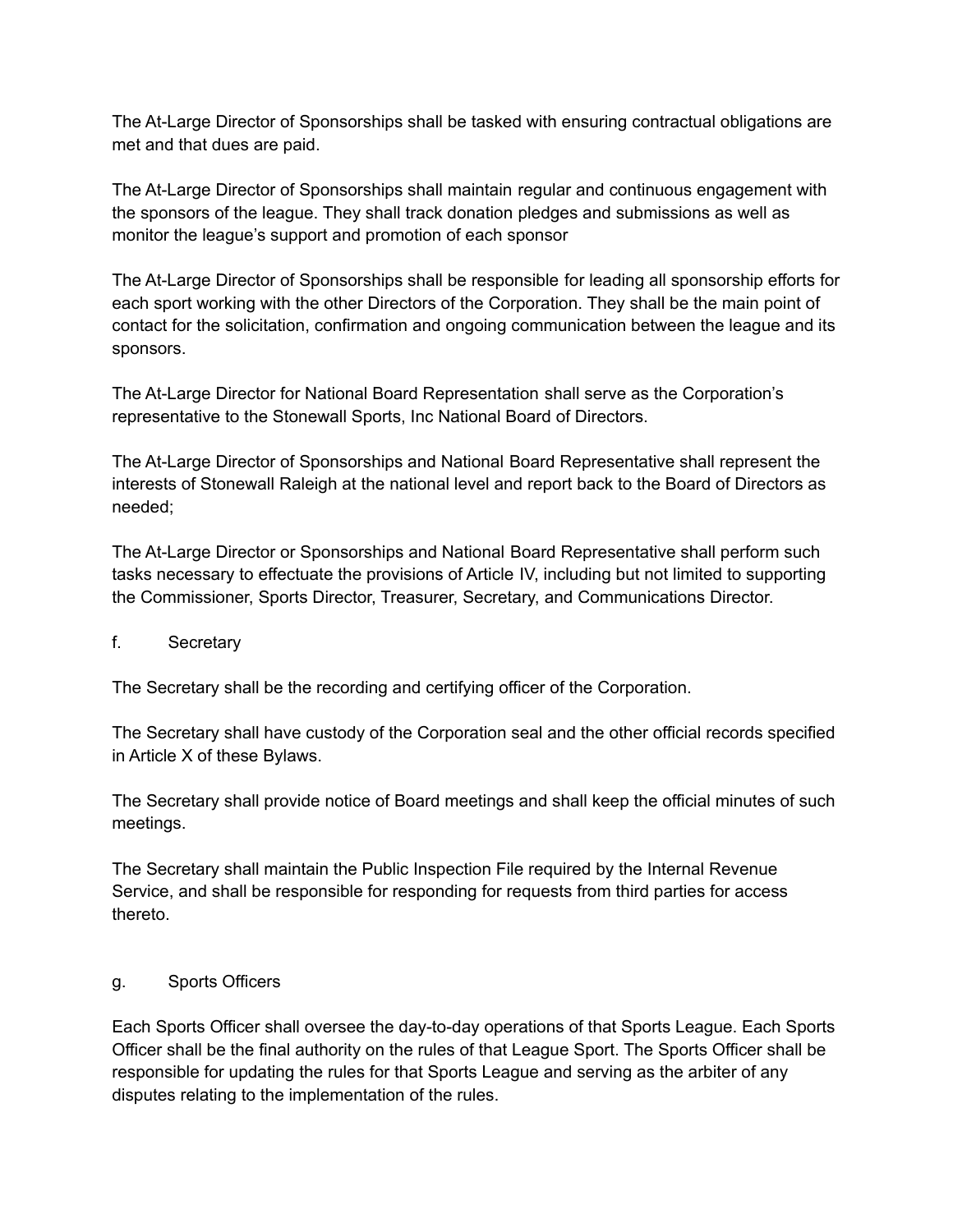The At-Large Director of Sponsorships shall be tasked with ensuring contractual obligations are met and that dues are paid.

The At-Large Director of Sponsorships shall maintain regular and continuous engagement with the sponsors of the league. They shall track donation pledges and submissions as well as monitor the league's support and promotion of each sponsor

The At-Large Director of Sponsorships shall be responsible for leading all sponsorship efforts for each sport working with the other Directors of the Corporation. They shall be the main point of contact for the solicitation, confirmation and ongoing communication between the league and its sponsors.

The At-Large Director for National Board Representation shall serve as the Corporation's representative to the Stonewall Sports, Inc National Board of Directors.

The At-Large Director of Sponsorships and National Board Representative shall represent the interests of Stonewall Raleigh at the national level and report back to the Board of Directors as needed;

The At-Large Director or Sponsorships and National Board Representative shall perform such tasks necessary to effectuate the provisions of Article IV, including but not limited to supporting the Commissioner, Sports Director, Treasurer, Secretary, and Communications Director.

f. Secretary

The Secretary shall be the recording and certifying officer of the Corporation.

The Secretary shall have custody of the Corporation seal and the other official records specified in Article X of these Bylaws.

The Secretary shall provide notice of Board meetings and shall keep the official minutes of such meetings.

The Secretary shall maintain the Public Inspection File required by the Internal Revenue Service, and shall be responsible for responding for requests from third parties for access thereto.

g. Sports Officers

Each Sports Officer shall oversee the day-to-day operations of that Sports League. Each Sports Officer shall be the final authority on the rules of that League Sport. The Sports Officer shall be responsible for updating the rules for that Sports League and serving as the arbiter of any disputes relating to the implementation of the rules.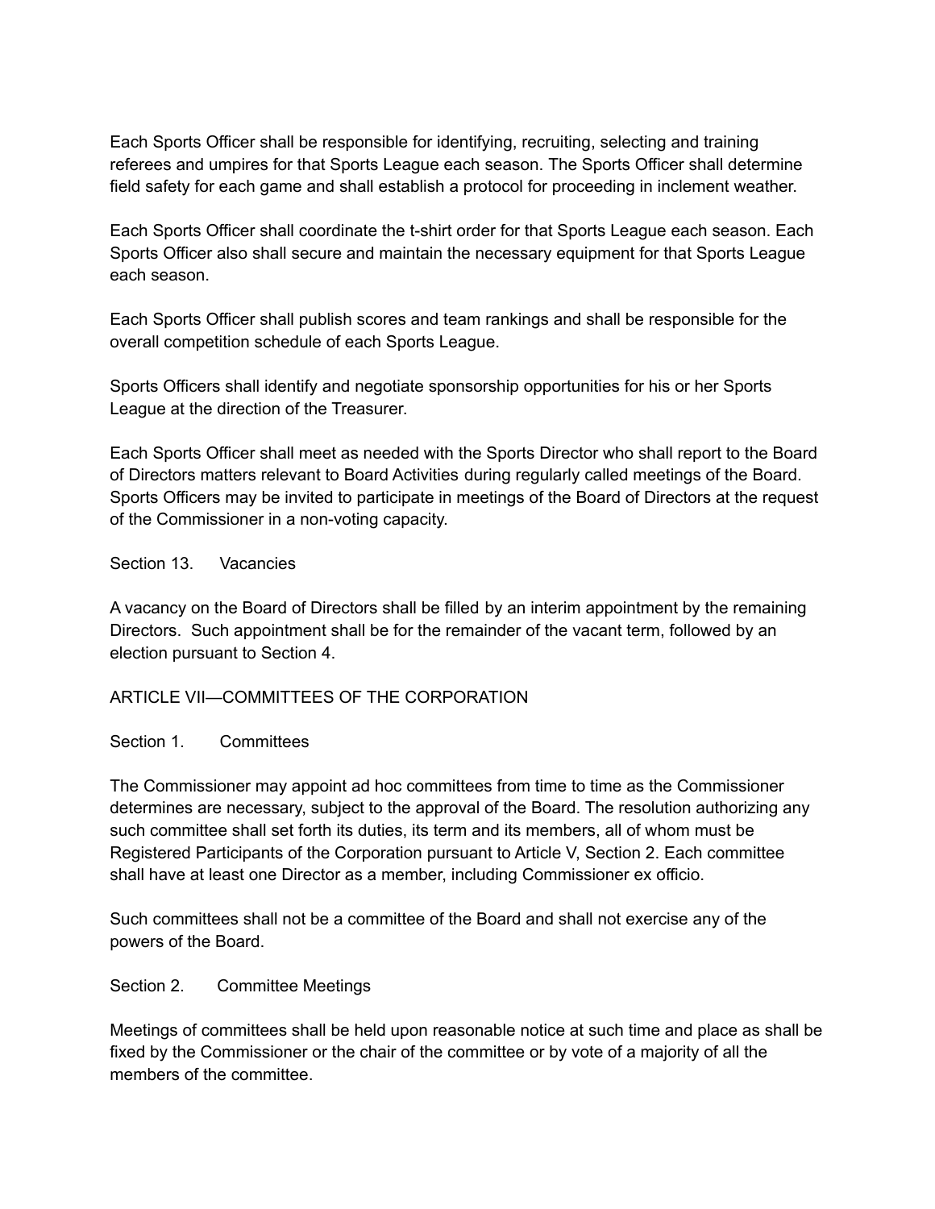Each Sports Officer shall be responsible for identifying, recruiting, selecting and training referees and umpires for that Sports League each season. The Sports Officer shall determine field safety for each game and shall establish a protocol for proceeding in inclement weather.

Each Sports Officer shall coordinate the t-shirt order for that Sports League each season. Each Sports Officer also shall secure and maintain the necessary equipment for that Sports League each season.

Each Sports Officer shall publish scores and team rankings and shall be responsible for the overall competition schedule of each Sports League.

Sports Officers shall identify and negotiate sponsorship opportunities for his or her Sports League at the direction of the Treasurer.

Each Sports Officer shall meet as needed with the Sports Director who shall report to the Board of Directors matters relevant to Board Activities during regularly called meetings of the Board. Sports Officers may be invited to participate in meetings of the Board of Directors at the request of the Commissioner in a non-voting capacity.

### Section 13. Vacancies

A vacancy on the Board of Directors shall be filled by an interim appointment by the remaining Directors. Such appointment shall be for the remainder of the vacant term, followed by an election pursuant to Section 4.

## ARTICLE VII—COMMITTEES OF THE CORPORATION

### Section 1. Committees

The Commissioner may appoint ad hoc committees from time to time as the Commissioner determines are necessary, subject to the approval of the Board. The resolution authorizing any such committee shall set forth its duties, its term and its members, all of whom must be Registered Participants of the Corporation pursuant to Article V, Section 2. Each committee shall have at least one Director as a member, including Commissioner ex officio.

Such committees shall not be a committee of the Board and shall not exercise any of the powers of the Board.

### Section 2. Committee Meetings

Meetings of committees shall be held upon reasonable notice at such time and place as shall be fixed by the Commissioner or the chair of the committee or by vote of a majority of all the members of the committee.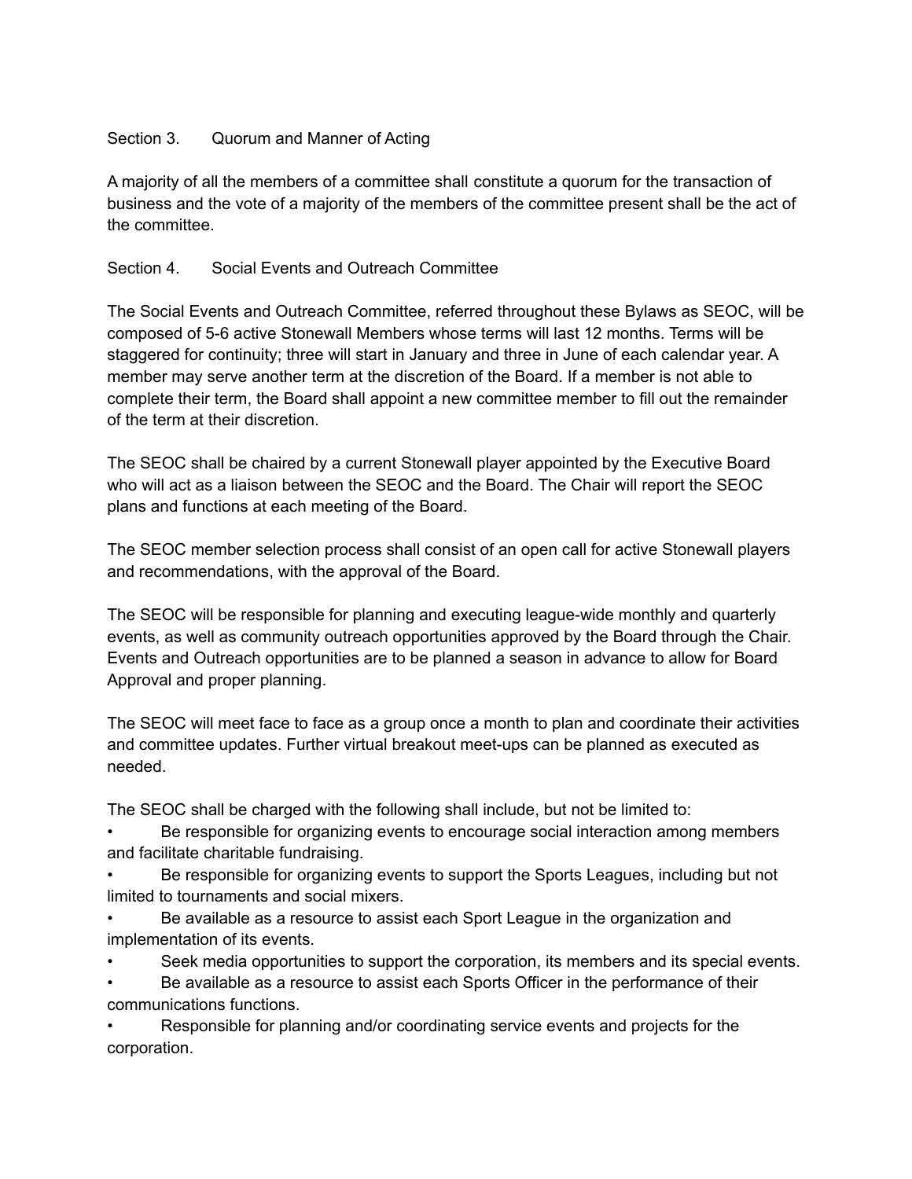### Section 3. Quorum and Manner of Acting

A majority of all the members of a committee shall constitute a quorum for the transaction of business and the vote of a majority of the members of the committee present shall be the act of the committee.

### Section 4. Social Events and Outreach Committee

The Social Events and Outreach Committee, referred throughout these Bylaws as SEOC, will be composed of 5-6 active Stonewall Members whose terms will last 12 months. Terms will be staggered for continuity; three will start in January and three in June of each calendar year. A member may serve another term at the discretion of the Board. If a member is not able to complete their term, the Board shall appoint a new committee member to fill out the remainder of the term at their discretion.

The SEOC shall be chaired by a current Stonewall player appointed by the Executive Board who will act as a liaison between the SEOC and the Board. The Chair will report the SEOC plans and functions at each meeting of the Board.

The SEOC member selection process shall consist of an open call for active Stonewall players and recommendations, with the approval of the Board.

The SEOC will be responsible for planning and executing league-wide monthly and quarterly events, as well as community outreach opportunities approved by the Board through the Chair. Events and Outreach opportunities are to be planned a season in advance to allow for Board Approval and proper planning.

The SEOC will meet face to face as a group once a month to plan and coordinate their activities and committee updates. Further virtual breakout meet-ups can be planned as executed as needed.

The SEOC shall be charged with the following shall include, but not be limited to:

- Be responsible for organizing events to encourage social interaction among members and facilitate charitable fundraising.
- Be responsible for organizing events to support the Sports Leagues, including but not limited to tournaments and social mixers.
- Be available as a resource to assist each Sport League in the organization and implementation of its events.
- Seek media opportunities to support the corporation, its members and its special events.
- Be available as a resource to assist each Sports Officer in the performance of their communications functions.
- Responsible for planning and/or coordinating service events and projects for the corporation.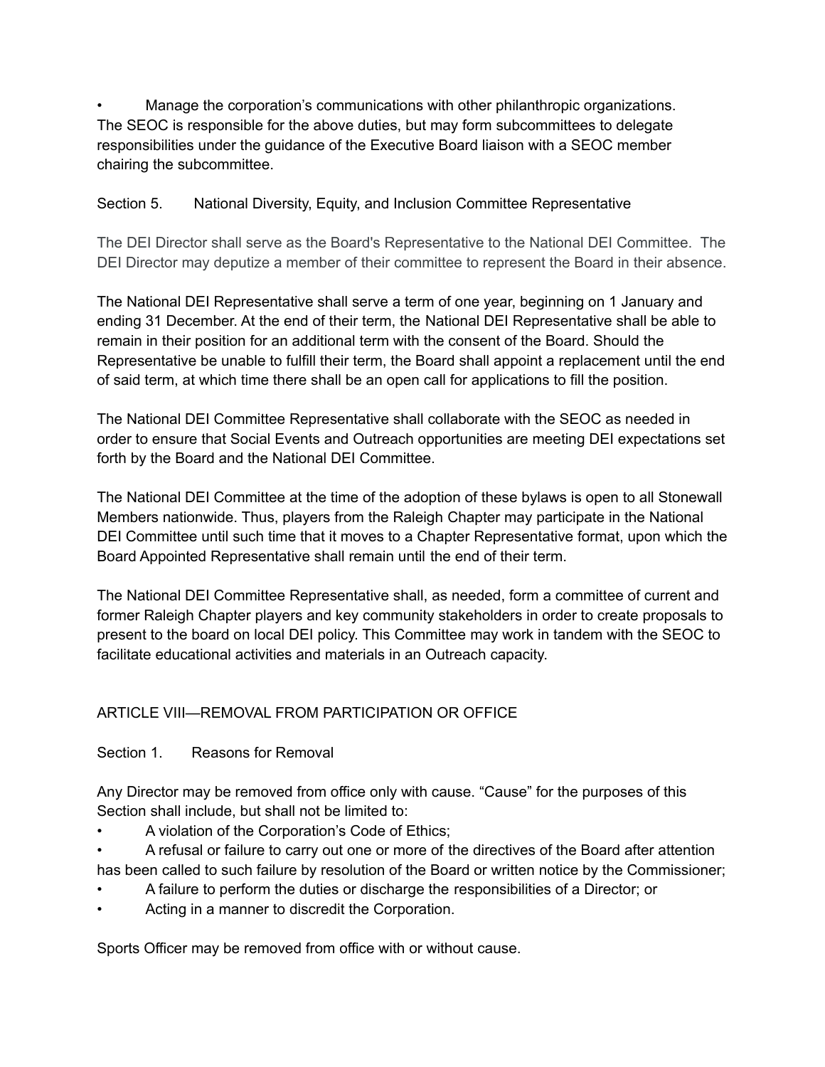- Manage the corporation's communications with other philanthropic organizations.

The SEOC is responsible for the above duties, but may form subcommittees to delegate responsibilities under the guidance of the Executive Board liaison with a SEOC member chairing the subcommittee.

Section 5. National Diversity, Equity, and Inclusion Committee Representative

The DEI Director shall serve as the Board's Representative to the National DEI Committee. The DEI Director may deputize a member of their committee to represent the Board in their absence.

The National DEI Representative shall serve a term of one year, beginning on 1 January and ending 31 December. At the end of their term, the National DEI Representative shall be able to remain in their position for an additional term with the consent of the Board. Should the Representative be unable to fulfill their term, the Board shall appoint a replacement until the end of said term, at which time there shall be an open call for applications to fill the position.

The National DEI Committee Representative shall collaborate with the SEOC as needed in order to ensure that Social Events and Outreach opportunities are meeting DEI expectations set forth by the Board and the National DEI Committee.

The National DEI Committee at the time of the adoption of these bylaws is open to all Stonewall Members nationwide. Thus, players from the Raleigh Chapter may participate in the National DEI Committee until such time that it moves to a Chapter Representative format, upon which the Board Appointed Representative shall remain until the end of their term.

The National DEI Committee Representative shall, as needed, form a committee of current and former Raleigh Chapter players and key community stakeholders in order to create proposals to present to the board on local DEI policy. This Committee may work in tandem with the SEOC to facilitate educational activities and materials in an Outreach capacity.

## ARTICLE VIII—REMOVAL FROM PARTICIPATION OR OFFICE

Section 1. Reasons for Removal

Any Director may be removed from office only with cause. "Cause" for the purposes of this Section shall include, but shall not be limited to:

- A violation of the Corporation's Code of Ethics;
- A refusal or failure to carry out one or more of the directives of the Board after attention has been called to such failure by resolution of the Board or written notice by the Commissioner;
- A failure to perform the duties or discharge the responsibilities of a Director; or
- Acting in a manner to discredit the Corporation.

Sports Officer may be removed from office with or without cause.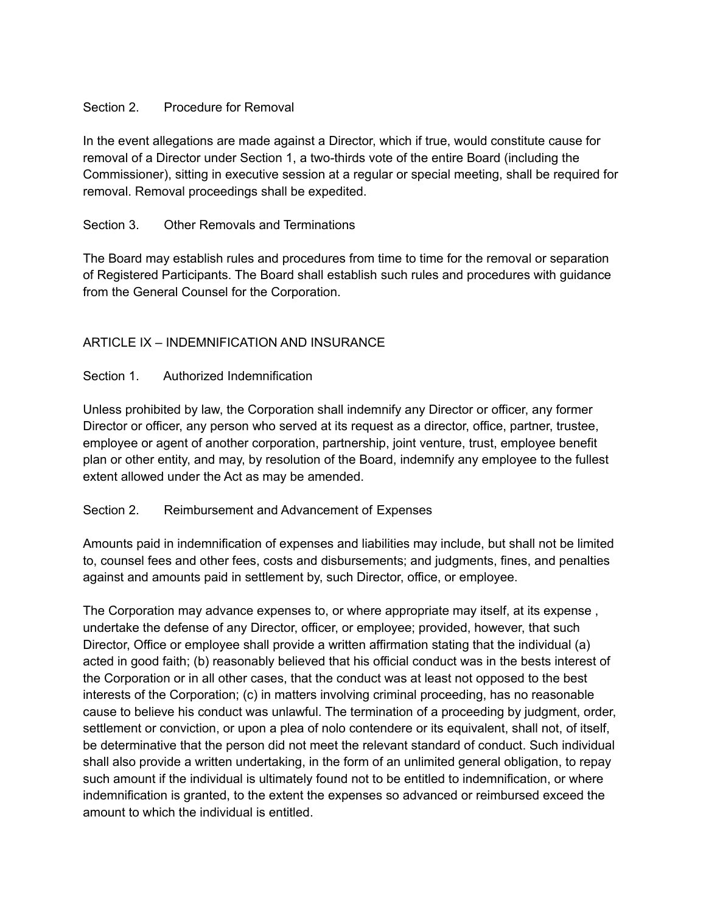Section 2. Procedure for Removal

In the event allegations are made against a Director, which if true, would constitute cause for removal of a Director under Section 1, a two-thirds vote of the entire Board (including the Commissioner), sitting in executive session at a regular or special meeting, shall be required for removal. Removal proceedings shall be expedited.

Section 3. Other Removals and Terminations

The Board may establish rules and procedures from time to time for the removal or separation of Registered Participants. The Board shall establish such rules and procedures with guidance from the General Counsel for the Corporation.

## ARTICLE IX – INDEMNIFICATION AND INSURANCE

Section 1. Authorized Indemnification

Unless prohibited by law, the Corporation shall indemnify any Director or officer, any former Director or officer, any person who served at its request as a director, office, partner, trustee, employee or agent of another corporation, partnership, joint venture, trust, employee benefit plan or other entity, and may, by resolution of the Board, indemnify any employee to the fullest extent allowed under the Act as may be amended.

Section 2. Reimbursement and Advancement of Expenses

Amounts paid in indemnification of expenses and liabilities may include, but shall not be limited to, counsel fees and other fees, costs and disbursements; and judgments, fines, and penalties against and amounts paid in settlement by, such Director, office, or employee.

The Corporation may advance expenses to, or where appropriate may itself, at its expense , undertake the defense of any Director, officer, or employee; provided, however, that such Director, Office or employee shall provide a written affirmation stating that the individual (a) acted in good faith; (b) reasonably believed that his official conduct was in the bests interest of the Corporation or in all other cases, that the conduct was at least not opposed to the best interests of the Corporation; (c) in matters involving criminal proceeding, has no reasonable cause to believe his conduct was unlawful. The termination of a proceeding by judgment, order, settlement or conviction, or upon a plea of nolo contendere or its equivalent, shall not, of itself, be determinative that the person did not meet the relevant standard of conduct. Such individual shall also provide a written undertaking, in the form of an unlimited general obligation, to repay such amount if the individual is ultimately found not to be entitled to indemnification, or where indemnification is granted, to the extent the expenses so advanced or reimbursed exceed the amount to which the individual is entitled.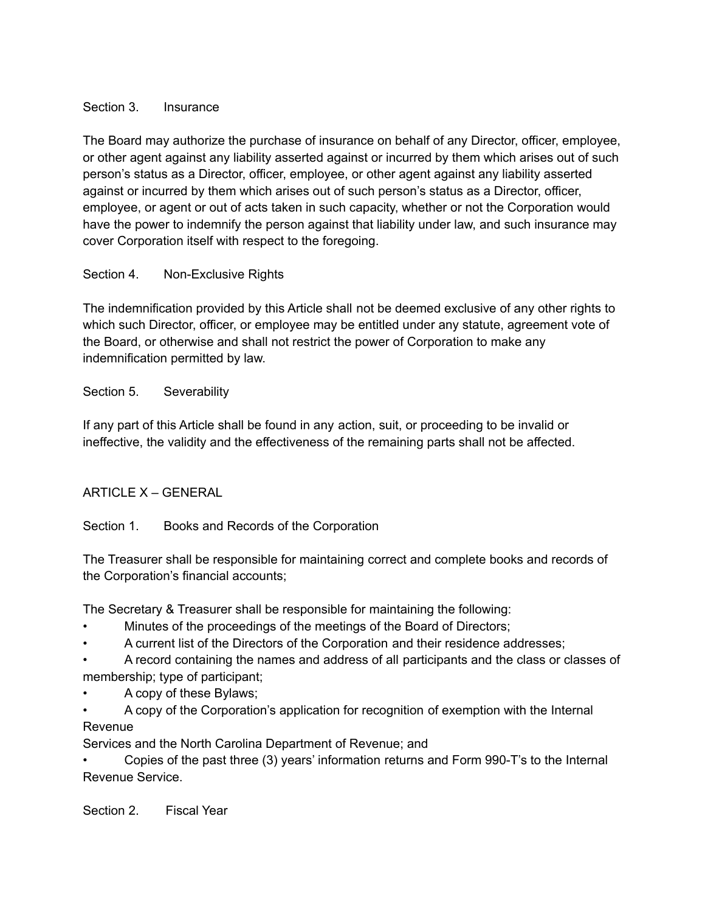### Section 3. Insurance

The Board may authorize the purchase of insurance on behalf of any Director, officer, employee, or other agent against any liability asserted against or incurred by them which arises out of such person's status as a Director, officer, employee, or other agent against any liability asserted against or incurred by them which arises out of such person's status as a Director, officer, employee, or agent or out of acts taken in such capacity, whether or not the Corporation would have the power to indemnify the person against that liability under law, and such insurance may cover Corporation itself with respect to the foregoing.

### Section 4. Non-Exclusive Rights

The indemnification provided by this Article shall not be deemed exclusive of any other rights to which such Director, officer, or employee may be entitled under any statute, agreement vote of the Board, or otherwise and shall not restrict the power of Corporation to make any indemnification permitted by law.

### Section 5. Severability

If any part of this Article shall be found in any action, suit, or proceeding to be invalid or ineffective, the validity and the effectiveness of the remaining parts shall not be affected.

## ARTICLE X – GENERAL

### Section 1. Books and Records of the Corporation

The Treasurer shall be responsible for maintaining correct and complete books and records of the Corporation's financial accounts;

The Secretary & Treasurer shall be responsible for maintaining the following:

- Minutes of the proceedings of the meetings of the Board of Directors;
- A current list of the Directors of the Corporation and their residence addresses;
- A record containing the names and address of all participants and the class or classes of membership; type of participant;
- A copy of these Bylaws;
- A copy of the Corporation's application for recognition of exemption with the Internal Revenue Services and the North Carolina Department of Revenue; and
- Copies of the past three (3) years' information returns and Form 990-T's to the Internal Revenue Service.

### Section 2. Fiscal Year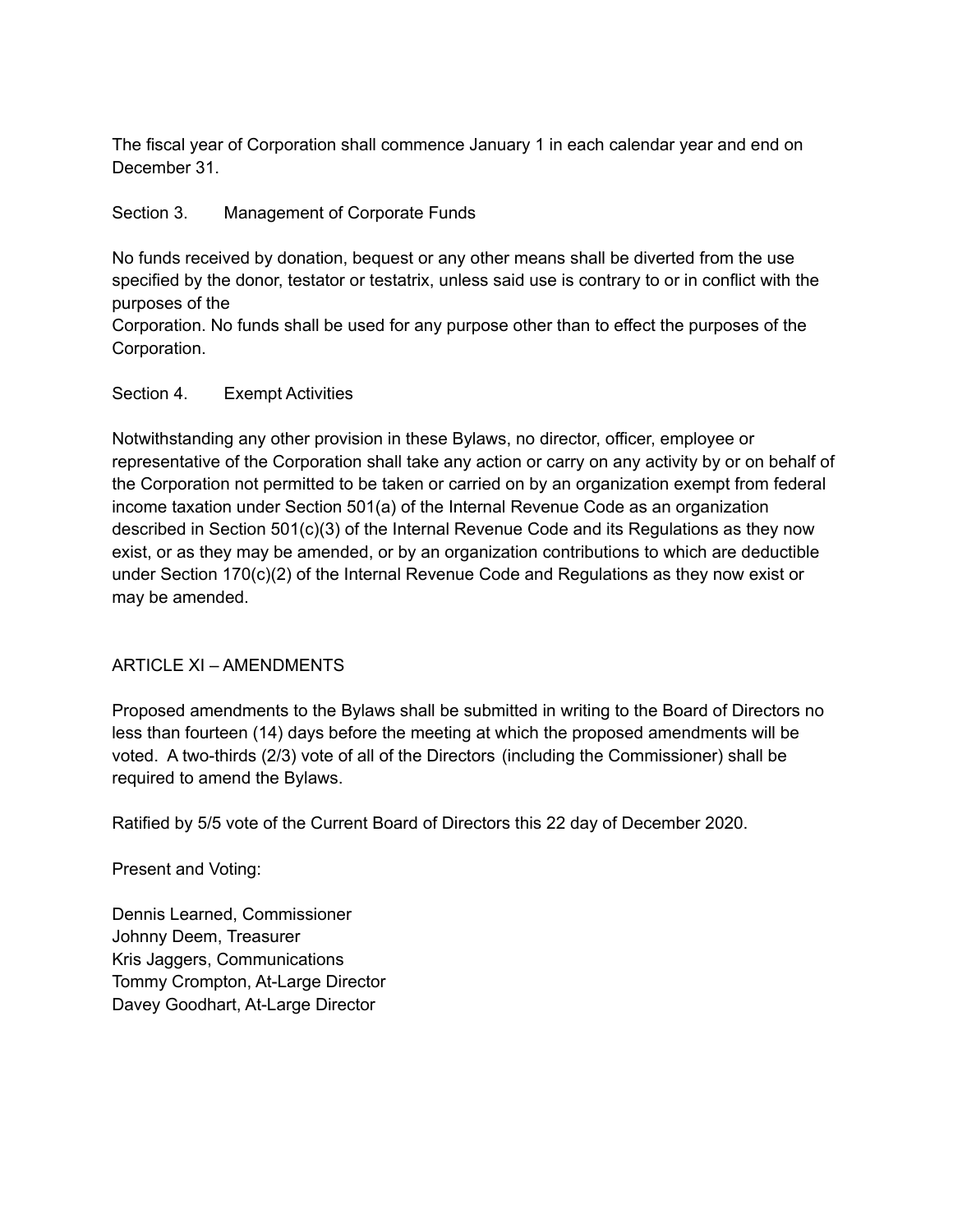The fiscal year of Corporation shall commence January 1 in each calendar year and end on December 31.

Section 3.  Management of Corporate Funds

No funds received by donation, bequest or any other means shall be diverted from the use specified by the donor, testator or testatrix, unless said use is contrary to or in conflict with the purposes of the
Corporation. No funds shall be used for any purpose other than to effect the purposes of the Corporation.

Section 4.  Exempt Activities

Notwithstanding any other provision in these Bylaws, no director, officer, employee or representative of the Corporation shall take any action or carry on any activity by or on behalf of the Corporation not permitted to be taken or carried on by an organization exempt from federal income taxation under Section 501(a) of the Internal Revenue Code as an organization described in Section 501(c)(3) of the Internal Revenue Code and its Regulations as they now exist, or as they may be amended, or by an organization contributions to which are deductible under Section 170(c)(2) of the Internal Revenue Code and Regulations as they now exist or may be amended.

## ARTICLE XI – AMENDMENTS

Proposed amendments to the Bylaws shall be submitted in writing to the Board of Directors no less than fourteen (14) days before the meeting at which the proposed amendments will be voted. A two-thirds (2/3) vote of all of the Directors (including the Commissioner) shall be required to amend the Bylaws.

Ratified by 5/5 vote of the Current Board of Directors this 22 day of December 2020.

Present and Voting:

Dennis Learned, Commissioner
Johnny Deem, Treasurer
Kris Jaggers, Communications
Tommy Crompton, At-Large Director
Davey Goodhart, At-Large Director